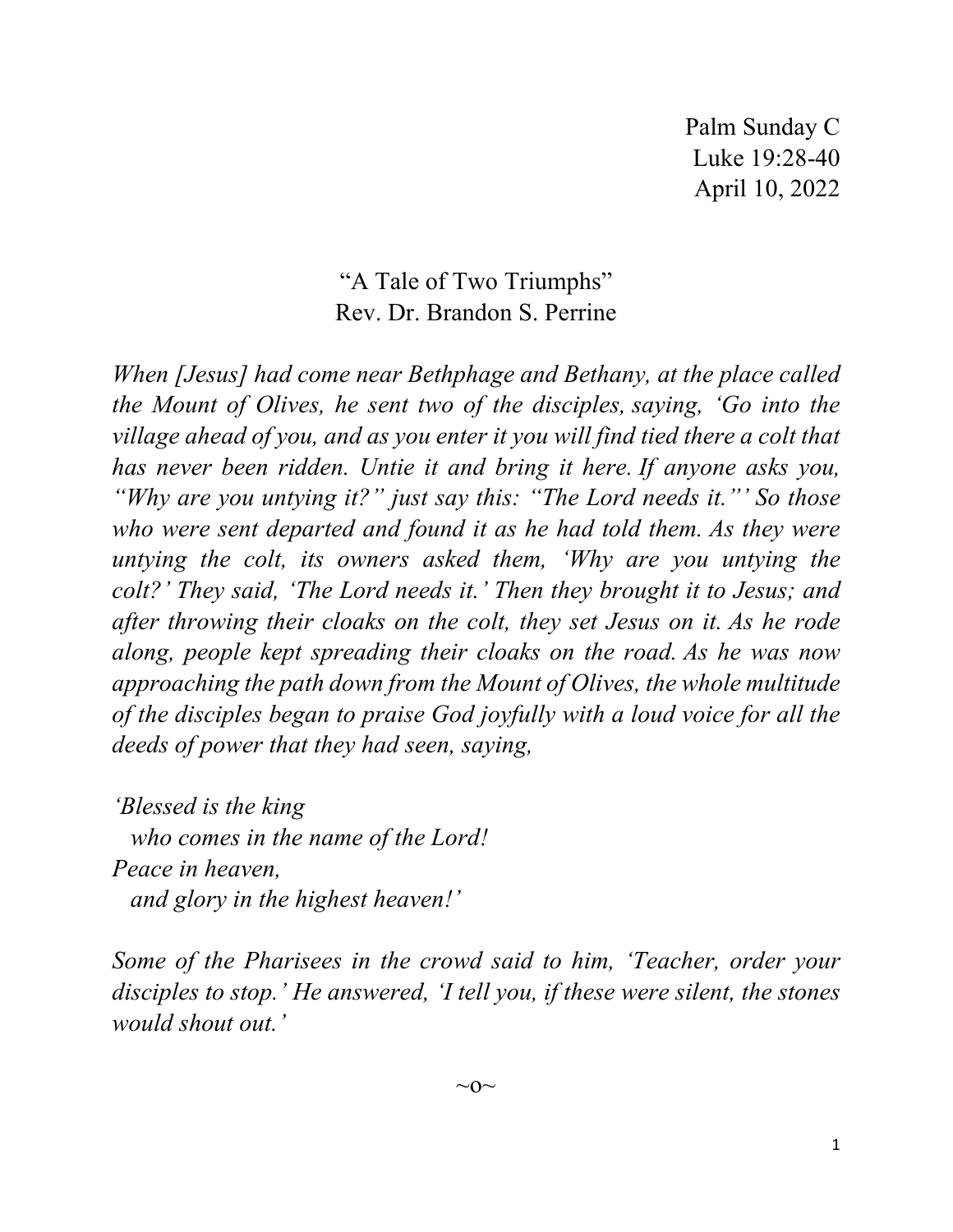Palm Sunday C
Luke 19:28-40
April 10, 2022

# "A Tale of Two Triumphs"

Rev. Dr. Brandon S. Perrine

*When [Jesus] had come near Bethphage and Bethany, at the place called the Mount of Olives, he sent two of the disciples, saying, 'Go into the village ahead of you, and as you enter it you will find tied there a colt that has never been ridden. Untie it and bring it here. If anyone asks you, "Why are you untying it?" just say this: "The Lord needs it."' So those who were sent departed and found it as he had told them. As they were untying the colt, its owners asked them, 'Why are you untying the colt?' They said, 'The Lord needs it.' Then they brought it to Jesus; and after throwing their cloaks on the colt, they set Jesus on it. As he rode along, people kept spreading their cloaks on the road. As he was now approaching the path down from the Mount of Olives, the whole multitude of the disciples began to praise God joyfully with a loud voice for all the deeds of power that they had seen, saying,*

*'Blessed is the king*
*who comes in the name of the Lord!*
*Peace in heaven,*
*and glory in the highest heaven!'*

*Some of the Pharisees in the crowd said to him, 'Teacher, order your disciples to stop.' He answered, 'I tell you, if these were silent, the stones would shout out.'*

~o~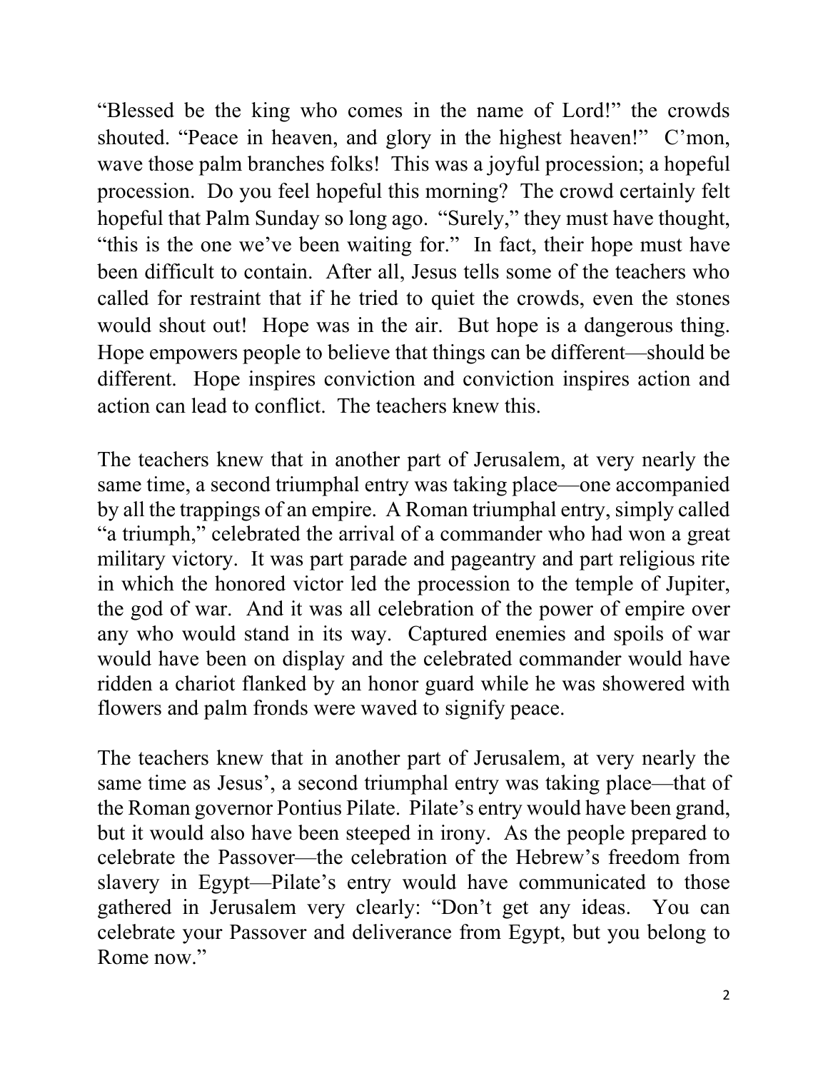"Blessed be the king who comes in the name of Lord!" the crowds shouted. "Peace in heaven, and glory in the highest heaven!" C'mon, wave those palm branches folks! This was a joyful procession; a hopeful procession. Do you feel hopeful this morning? The crowd certainly felt hopeful that Palm Sunday so long ago. "Surely," they must have thought, "this is the one we've been waiting for." In fact, their hope must have been difficult to contain. After all, Jesus tells some of the teachers who called for restraint that if he tried to quiet the crowds, even the stones would shout out! Hope was in the air. But hope is a dangerous thing. Hope empowers people to believe that things can be different—should be different. Hope inspires conviction and conviction inspires action and action can lead to conflict. The teachers knew this.

The teachers knew that in another part of Jerusalem, at very nearly the same time, a second triumphal entry was taking place—one accompanied by all the trappings of an empire. A Roman triumphal entry, simply called "a triumph," celebrated the arrival of a commander who had won a great military victory. It was part parade and pageantry and part religious rite in which the honored victor led the procession to the temple of Jupiter, the god of war. And it was all celebration of the power of empire over any who would stand in its way. Captured enemies and spoils of war would have been on display and the celebrated commander would have ridden a chariot flanked by an honor guard while he was showered with flowers and palm fronds were waved to signify peace.

The teachers knew that in another part of Jerusalem, at very nearly the same time as Jesus', a second triumphal entry was taking place—that of the Roman governor Pontius Pilate. Pilate's entry would have been grand, but it would also have been steeped in irony. As the people prepared to celebrate the Passover—the celebration of the Hebrew's freedom from slavery in Egypt—Pilate's entry would have communicated to those gathered in Jerusalem very clearly: "Don't get any ideas. You can celebrate your Passover and deliverance from Egypt, but you belong to Rome now."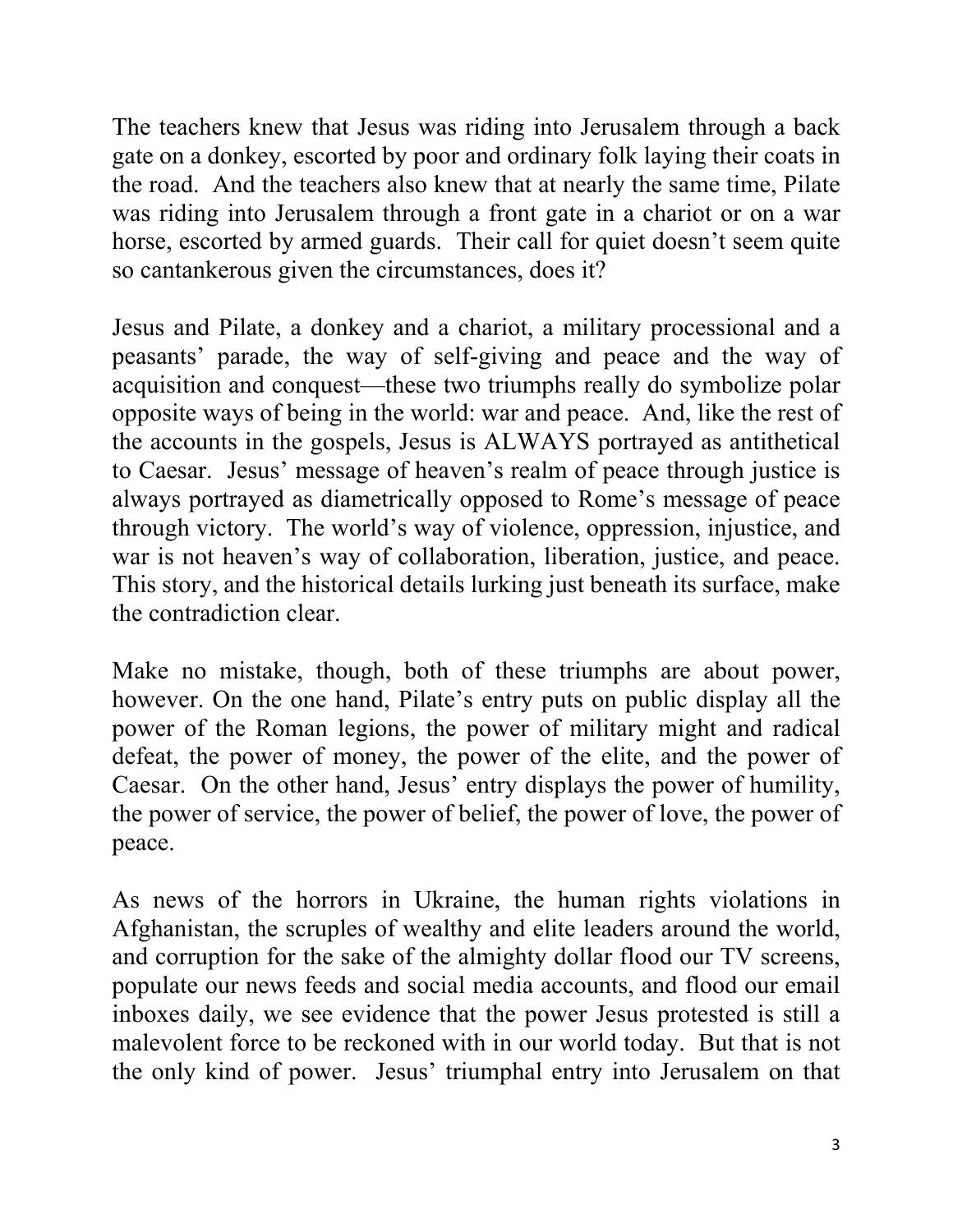The teachers knew that Jesus was riding into Jerusalem through a back gate on a donkey, escorted by poor and ordinary folk laying their coats in the road. And the teachers also knew that at nearly the same time, Pilate was riding into Jerusalem through a front gate in a chariot or on a war horse, escorted by armed guards. Their call for quiet doesn't seem quite so cantankerous given the circumstances, does it?

Jesus and Pilate, a donkey and a chariot, a military processional and a peasants' parade, the way of self-giving and peace and the way of acquisition and conquest—these two triumphs really do symbolize polar opposite ways of being in the world: war and peace. And, like the rest of the accounts in the gospels, Jesus is ALWAYS portrayed as antithetical to Caesar. Jesus' message of heaven's realm of peace through justice is always portrayed as diametrically opposed to Rome's message of peace through victory. The world's way of violence, oppression, injustice, and war is not heaven's way of collaboration, liberation, justice, and peace. This story, and the historical details lurking just beneath its surface, make the contradiction clear.

Make no mistake, though, both of these triumphs are about power, however. On the one hand, Pilate's entry puts on public display all the power of the Roman legions, the power of military might and radical defeat, the power of money, the power of the elite, and the power of Caesar. On the other hand, Jesus' entry displays the power of humility, the power of service, the power of belief, the power of love, the power of peace.

As news of the horrors in Ukraine, the human rights violations in Afghanistan, the scruples of wealthy and elite leaders around the world, and corruption for the sake of the almighty dollar flood our TV screens, populate our news feeds and social media accounts, and flood our email inboxes daily, we see evidence that the power Jesus protested is still a malevolent force to be reckoned with in our world today. But that is not the only kind of power. Jesus' triumphal entry into Jerusalem on that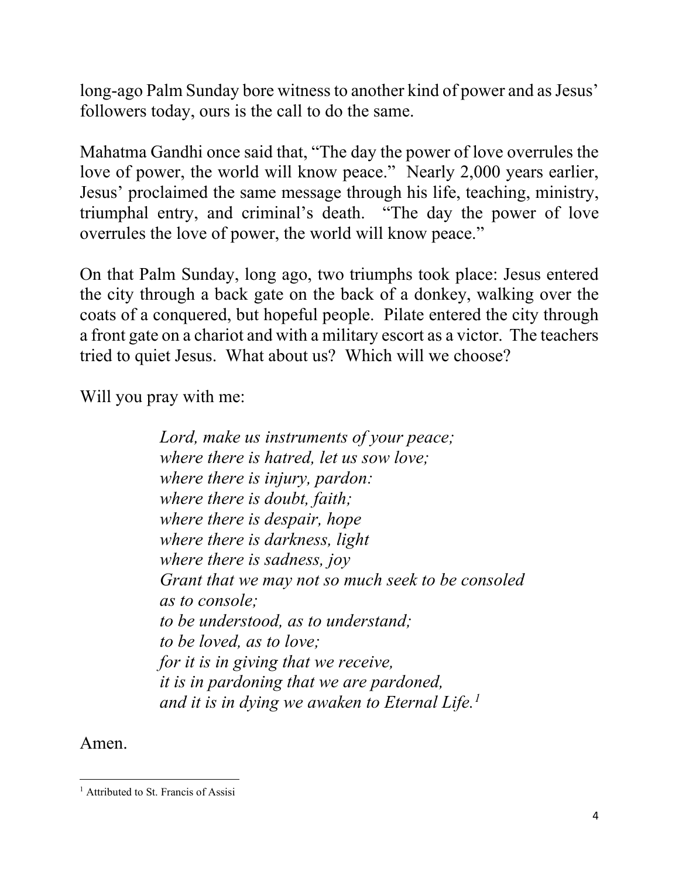long-ago Palm Sunday bore witness to another kind of power and as Jesus' followers today, ours is the call to do the same.

Mahatma Gandhi once said that, "The day the power of love overrules the love of power, the world will know peace." Nearly 2,000 years earlier, Jesus' proclaimed the same message through his life, teaching, ministry, triumphal entry, and criminal's death. "The day the power of love overrules the love of power, the world will know peace."

On that Palm Sunday, long ago, two triumphs took place: Jesus entered the city through a back gate on the back of a donkey, walking over the coats of a conquered, but hopeful people. Pilate entered the city through a front gate on a chariot and with a military escort as a victor. The teachers tried to quiet Jesus. What about us? Which will we choose?

Will you pray with me:

> *Lord, make us instruments of your peace;*
> *where there is hatred, let us sow love;*
> *where there is injury, pardon:*
> *where there is doubt, faith;*
> *where there is despair, hope*
> *where there is darkness, light*
> *where there is sadness, joy*
> *Grant that we may not so much seek to be consoled*
> *as to console;*
> *to be understood, as to understand;*
> *to be loved, as to love;*
> *for it is in giving that we receive,*
> *it is in pardoning that we are pardoned,*
> *and it is in dying we awaken to Eternal Life.*[1]

Amen.

---

[1] Attributed to St. Francis of Assisi